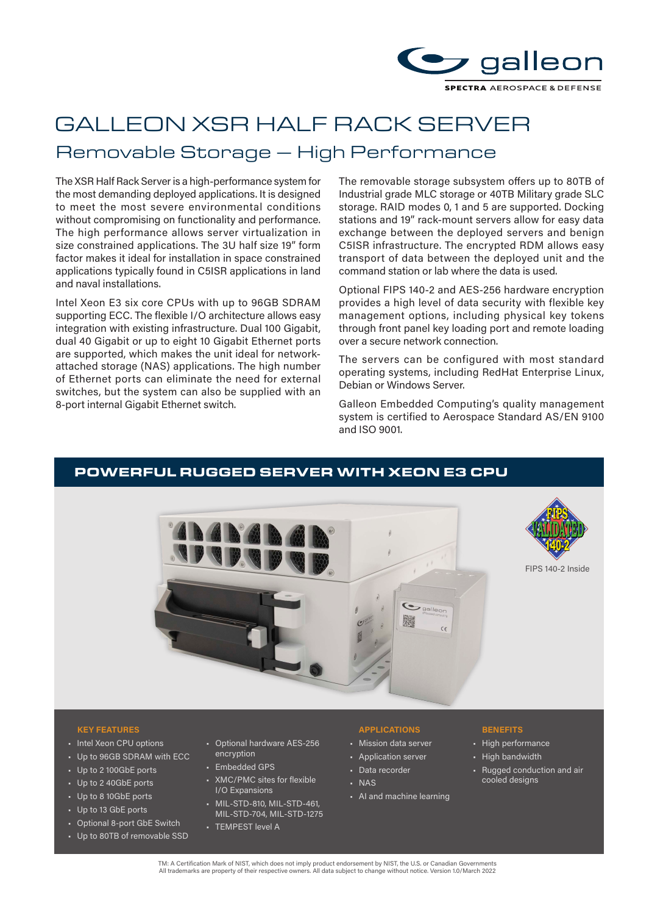galleon

SPECTRA AEROSPACE & DEFENSE

# GALLEON XSR HALF RACK SERVER

## Removable Storage – High Performance

The XSR Half Rack Server is a high-performance system for the most demanding deployed applications. It is designed to meet the most severe environmental conditions without compromising on functionality and performance. The high performance allows server virtualization in size constrained applications. The 3U half size 19" form factor makes it ideal for installation in space constrained applications typically found in C5ISR applications in land and naval installations.

Intel Xeon E3 six core CPUs with up to 96GB SDRAM supporting ECC. The flexible I/O architecture allows easy integration with existing infrastructure. Dual 100 Gigabit, dual 40 Gigabit or up to eight 10 Gigabit Ethernet ports are supported, which makes the unit ideal for network-attached storage (NAS) applications. The high number of Ethernet ports can eliminate the need for external switches, but the system can also be supplied with an 8-port internal Gigabit Ethernet switch.

The removable storage subsystem offers up to 80TB of Industrial grade MLC storage or 40TB Military grade SLC storage. RAID modes 0, 1 and 5 are supported. Docking stations and 19" rack-mount servers allow for easy data exchange between the deployed servers and benign C5ISR infrastructure. The encrypted RDM allows easy transport of data between the deployed unit and the command station or lab where the data is used.

Optional FIPS 140-2 and AES-256 hardware encryption provides a high level of data security with flexible key management options, including physical key tokens through front panel key loading port and remote loading over a secure network connection.

The servers can be configured with most standard operating systems, including RedHat Enterprise Linux, Debian or Windows Server.

Galleon Embedded Computing's quality management system is certified to Aerospace Standard AS/EN 9100 and ISO 9001.

## POWERFUL RUGGED SERVER WITH XEON E3 CPU

FIPS 140-2 Inside

### KEY FEATURES

- Intel Xeon CPU options
- Up to 96GB SDRAM with ECC
- Up to 2 100GbE ports
- Up to 2 40GbE ports
- Up to 8 10GbE ports
- Up to 13 GbE ports
- Optional 8-port GbE Switch
- Up to 80TB of removable SSD
- Optional hardware AES-256 encryption
- Embedded GPS
- XMC/PMC sites for flexible I/O Expansions
- MIL-STD-810, MIL-STD-461, MIL-STD-704, MIL-STD-1275
- TEMPEST level A

### APPLICATIONS

- Mission data server
- Application server
- Data recorder
- NAS
- AI and machine learning

### BENEFITS

- High performance
- High bandwidth
- Rugged conduction and air cooled designs

TM: A Certification Mark of NIST, which does not imply product endorsement by NIST, the U.S. or Canadian Governments
All trademarks are property of their respective owners. All data subject to change without notice. Version 1.0/March 2022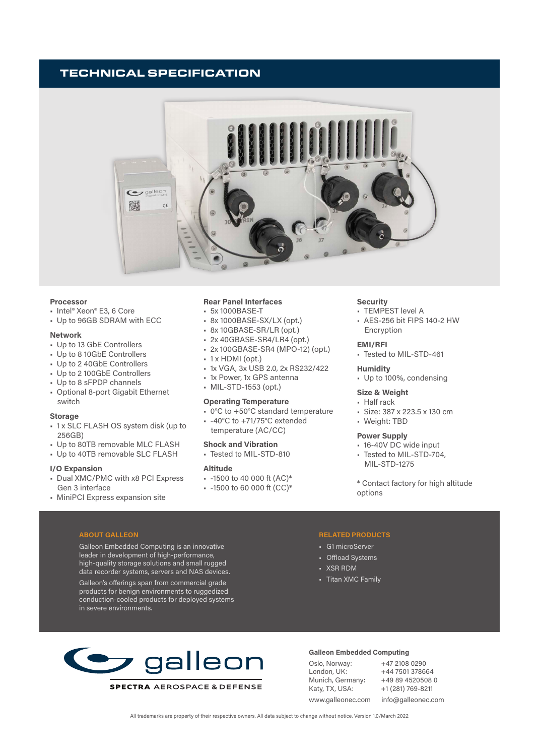# TECHNICAL SPECIFICATION

### Processor
- Intel® Xeon® E3, 6 Core
- Up to 96GB SDRAM with ECC

### Network
- Up to 13 GbE Controllers
- Up to 8 10GbE Controllers
- Up to 2 40GbE Controllers
- Up to 2 100GbE Controllers
- Up to 8 sFPDP channels
- Optional 8-port Gigabit Ethernet switch

### Storage
- 1 x SLC FLASH OS system disk (up to 256GB)
- Up to 80TB removable MLC FLASH
- Up to 40TB removable SLC FLASH

### I/O Expansion
- Dual XMC/PMC with x8 PCI Express Gen 3 interface
- MiniPCI Express expansion site

### Rear Panel Interfaces
- 5x 1000BASE-T
- 8x 1000BASE-SX/LX (opt.)
- 8x 10GBASE-SR/LR (opt.)
- 2x 40GBASE-SR4/LR4 (opt.)
- 2x 100GBASE-SR4 (MPO-12) (opt.)
- 1 x HDMI (opt.)
- 1x VGA, 3x USB 2.0, 2x RS232/422
- 1x Power, 1x GPS antenna
- MIL-STD-1553 (opt.)

### Operating Temperature
- 0°C to +50°C standard temperature
- -40°C to +71/75°C extended temperature (AC/CC)

### Shock and Vibration
- Tested to MIL-STD-810

### Altitude
- -1500 to 40 000 ft (AC)*
- -1500 to 60 000 ft (CC)*

### Security
- TEMPEST level A
- AES-256 bit FIPS 140-2 HW Encryption

### EMI/RFI
- Tested to MIL-STD-461

### Humidity
- Up to 100%, condensing

### Size & Weight
- Half rack
- Size: 387 x 223.5 x 130 cm
- Weight: TBD

### Power Supply
- 16-40V DC wide input
- Tested to MIL-STD-704, MIL-STD-1275

* Contact factory for high altitude options

### ABOUT GALLEON

Galleon Embedded Computing is an innovative leader in development of high-performance, high-quality storage solutions and small rugged data recorder systems, servers and NAS devices.

Galleon's offerings span from commercial grade products for benign environments to ruggedized conduction-cooled products for deployed systems in severe environments.

### RELATED PRODUCTS
- G1 microServer
- Offload Systems
- XSR RDM
- Titan XMC Family

galleon
SPECTRA AEROSPACE & DEFENSE

**Galleon Embedded Computing**

| | |
|---|---|
| Oslo, Norway: | +47 2108 0290 |
| London, UK: | +44 7501 378664 |
| Munich, Germany: | +49 89 4520508 0 |
| Katy, TX, USA: | +1 (281) 769-8211 |
| www.galleonec.com | info@galleonec.com |

All trademarks are property of their respective owners. All data subject to change without notice. Version 1.0/March 2022